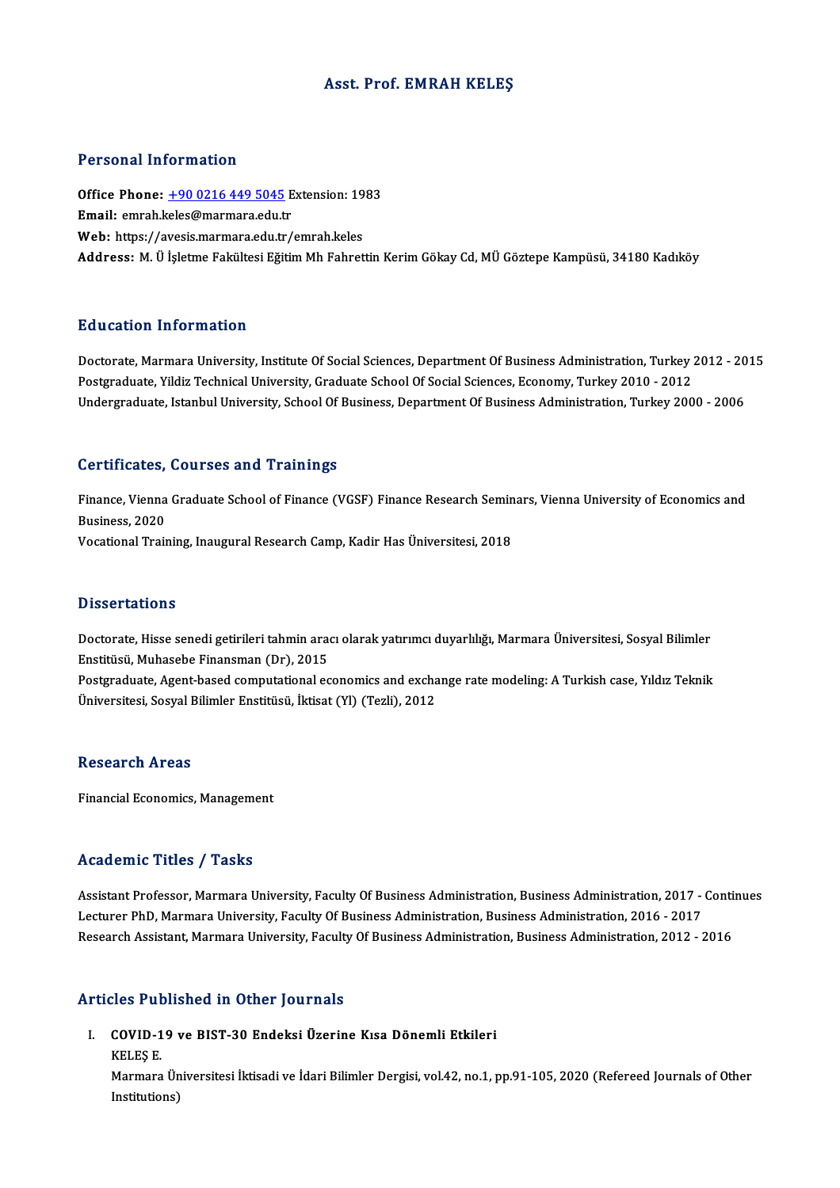# Asst. Prof. EMRAH KELEŞ

## Personal Information

**Office Phone:** +90 0216 449 5045 Extension: 1983
**Email:** emrah.keles@marmara.edu.tr
**Web:** https://avesis.marmara.edu.tr/emrah.keles
**Address:** M. Ü İşletme Fakültesi Eğitim Mh Fahrettin Kerim Gökay Cd, MÜ Göztepe Kampüsü, 34180 Kadıköy

## Education Information

Doctorate, Marmara University, Institute Of Social Sciences, Department Of Business Administration, Turkey 2012 - 2015
Postgraduate, Yildiz Technical University, Graduate School Of Social Sciences, Economy, Turkey 2010 - 2012
Undergraduate, Istanbul University, School Of Business, Department Of Business Administration, Turkey 2000 - 2006

## Certificates, Courses and Trainings

Finance, Vienna Graduate School of Finance (VGSF) Finance Research Seminars, Vienna University of Economics and Business, 2020
Vocational Training, Inaugural Research Camp, Kadir Has Üniversitesi, 2018

## Dissertations

Doctorate, Hisse senedi getirileri tahmin aracı olarak yatırımcı duyarlılığı, Marmara Üniversitesi, Sosyal Bilimler Enstitüsü, Muhasebe Finansman (Dr), 2015
Postgraduate, Agent-based computational economics and exchange rate modeling: A Turkish case, Yıldız Teknik Üniversitesi, Sosyal Bilimler Enstitüsü, İktisat (Yl) (Tezli), 2012

## Research Areas

Financial Economics, Management

## Academic Titles / Tasks

Assistant Professor, Marmara University, Faculty Of Business Administration, Business Administration, 2017 - Continues
Lecturer PhD, Marmara University, Faculty Of Business Administration, Business Administration, 2016 - 2017
Research Assistant, Marmara University, Faculty Of Business Administration, Business Administration, 2012 - 2016

## Articles Published in Other Journals

I. **COVID-19 ve BIST-30 Endeksi Üzerine Kısa Dönemli Etkileri**
   KELEŞ E.
   Marmara Üniversitesi İktisadi ve İdari Bilimler Dergisi, vol.42, no.1, pp.91-105, 2020 (Refereed Journals of Other Institutions)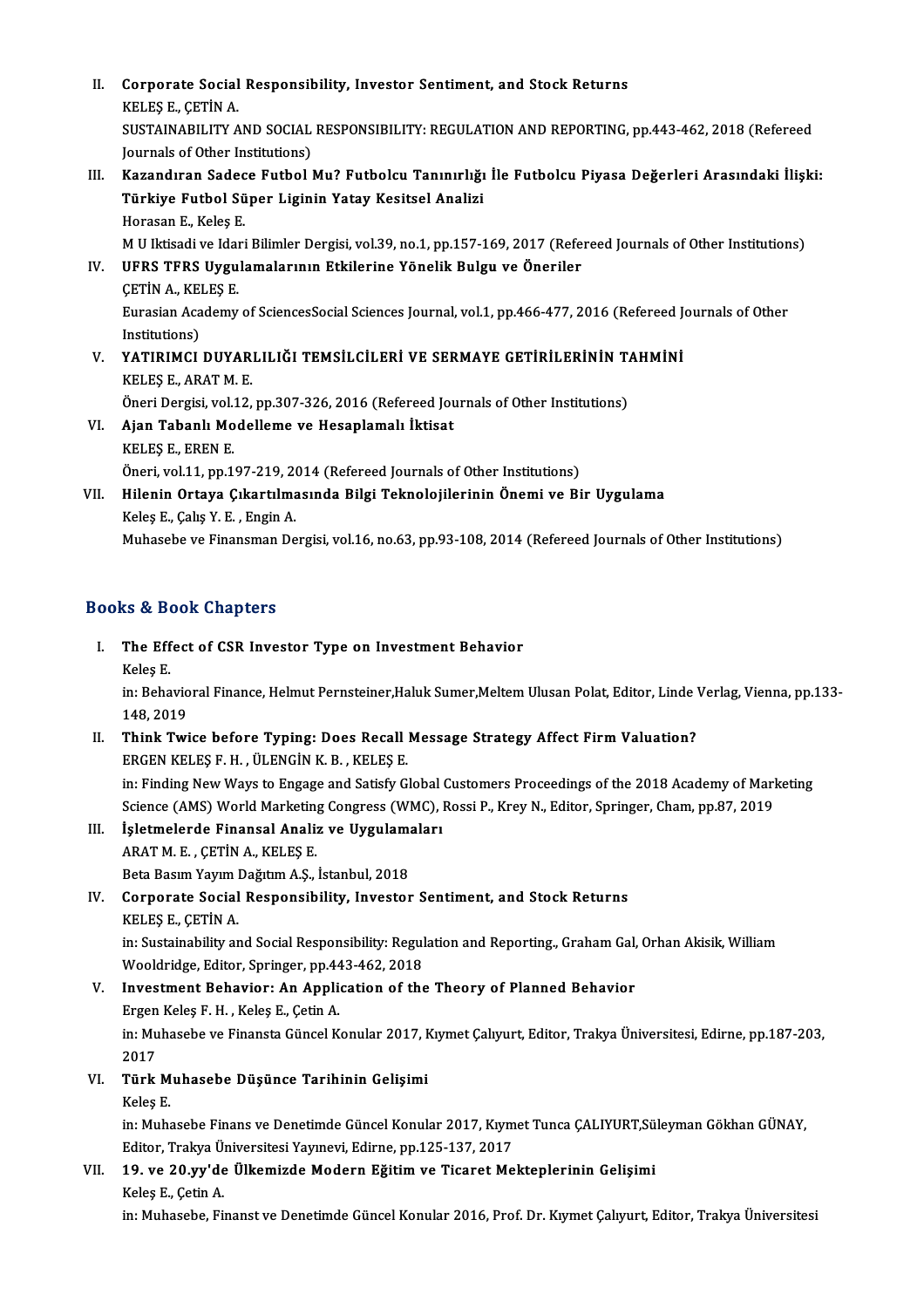II. **Corporate Social Responsibility, Investor Sentiment, and Stock Returns**
KELEŞ E., ÇETİN A.
SUSTAINABILITY AND SOCIAL RESPONSIBILITY: REGULATION AND REPORTING, pp.443-462, 2018 (Refereed Journals of Other Institutions)

III. **Kazandıran Sadece Futbol Mu? Futbolcu Tanınırlığı İle Futbolcu Piyasa Değerleri Arasındaki İlişki: Türkiye Futbol Süper Liginin Yatay Kesitsel Analizi**
Horasan E., Keleş E.
M U Iktisadi ve Idari Bilimler Dergisi, vol.39, no.1, pp.157-169, 2017 (Refereed Journals of Other Institutions)

IV. **UFRS TFRS Uygulamalarının Etkilerine Yönelik Bulgu ve Öneriler**
ÇETİN A., KELEŞ E.
Eurasian Academy of SciencesSocial Sciences Journal, vol.1, pp.466-477, 2016 (Refereed Journals of Other Institutions)

V. **YATIRIMCI DUYARLILIĞI TEMSİLCİLERİ VE SERMAYE GETİRİLERİNİN TAHMİNİ**
KELEŞ E., ARAT M. E.
Öneri Dergisi, vol.12, pp.307-326, 2016 (Refereed Journals of Other Institutions)

VI. **Ajan Tabanlı Modelleme ve Hesaplamalı İktisat**
KELEŞ E., EREN E.
Öneri, vol.11, pp.197-219, 2014 (Refereed Journals of Other Institutions)

VII. **Hilenin Ortaya Çıkartılmasında Bilgi Teknolojilerinin Önemi ve Bir Uygulama**
Keleş E., Çalış Y. E. , Engin A.
Muhasebe ve Finansman Dergisi, vol.16, no.63, pp.93-108, 2014 (Refereed Journals of Other Institutions)

## Books & Book Chapters

I. **The Effect of CSR Investor Type on Investment Behavior**
Keleş E.
in: Behavioral Finance, Helmut Pernsteiner,Haluk Sumer,Meltem Ulusan Polat, Editor, Linde Verlag, Vienna, pp.133-148, 2019

II. **Think Twice before Typing: Does Recall Message Strategy Affect Firm Valuation?**
ERGEN KELEŞ F. H. , ÜLENGİN K. B. , KELEŞ E.
in: Finding New Ways to Engage and Satisfy Global Customers Proceedings of the 2018 Academy of Marketing Science (AMS) World Marketing Congress (WMC), Rossi P., Krey N., Editor, Springer, Cham, pp.87, 2019

III. **İşletmelerde Finansal Analiz ve Uygulamaları**
ARAT M. E. , ÇETİN A., KELEŞ E.
Beta Basım Yayım Dağıtım A.Ş., İstanbul, 2018

IV. **Corporate Social Responsibility, Investor Sentiment, and Stock Returns**
KELEŞ E., ÇETİN A.
in: Sustainability and Social Responsibility: Regulation and Reporting., Graham Gal, Orhan Akisik, William Wooldridge, Editor, Springer, pp.443-462, 2018

V. **Investment Behavior: An Application of the Theory of Planned Behavior**
Ergen Keleş F. H. , Keleş E., Çetin A.
in: Muhasebe ve Finansta Güncel Konular 2017, Kıymet Çalıyurt, Editor, Trakya Üniversitesi, Edirne, pp.187-203, 2017

VI. **Türk Muhasebe Düşünce Tarihinin Gelişimi**
Keleş E.
in: Muhasebe Finans ve Denetimde Güncel Konular 2017, Kıymet Tunca ÇALIYURT,Süleyman Gökhan GÜNAY, Editor, Trakya Üniversitesi Yayınevi, Edirne, pp.125-137, 2017

VII. **19. ve 20.yy'de Ülkemizde Modern Eğitim ve Ticaret Mekteplerinin Gelişimi**
Keleş E., Çetin A.
in: Muhasebe, Finanst ve Denetimde Güncel Konular 2016, Prof. Dr. Kıymet Çalıyurt, Editor, Trakya Üniversitesi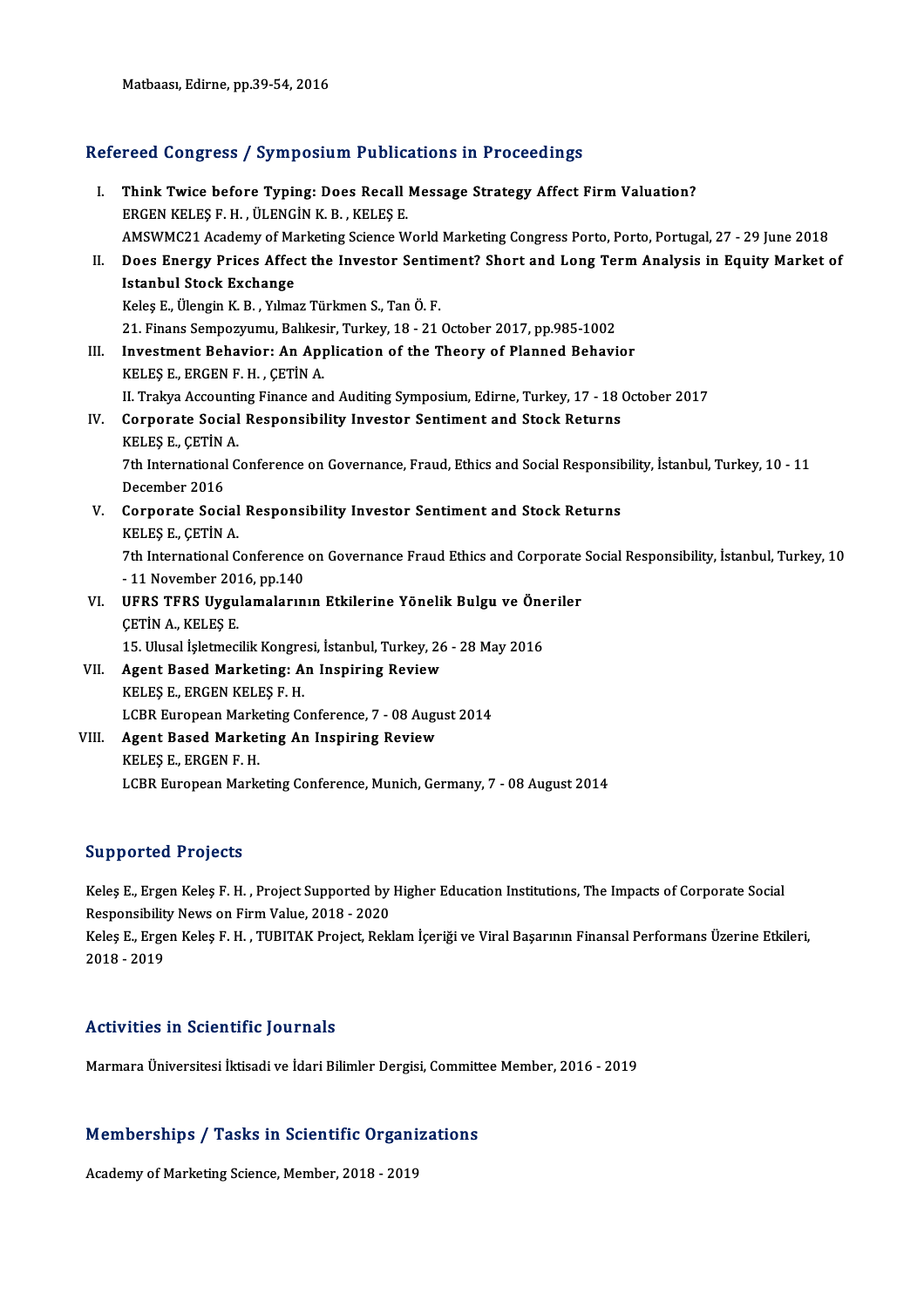Matbaası, Edirne, pp.39-54, 2016

## Refereed Congress / Symposium Publications in Proceedings

I. **Think Twice before Typing: Does Recall Message Strategy Affect Firm Valuation?**
ERGEN KELEŞ F. H. , ÜLENGİN K. B. , KELEŞ E.
AMSWMC21 Academy of Marketing Science World Marketing Congress Porto, Porto, Portugal, 27 - 29 June 2018

II. **Does Energy Prices Affect the Investor Sentiment? Short and Long Term Analysis in Equity Market of Istanbul Stock Exchange**
Keleş E., Ülengin K. B. , Yılmaz Türkmen S., Tan Ö. F.
21. Finans Sempozyumu, Balıkesir, Turkey, 18 - 21 October 2017, pp.985-1002

III. **Investment Behavior: An Application of the Theory of Planned Behavior**
KELEŞ E., ERGEN F. H. , ÇETİN A.
II. Trakya Accounting Finance and Auditing Symposium, Edirne, Turkey, 17 - 18 October 2017

IV. **Corporate Social Responsibility Investor Sentiment and Stock Returns**
KELEŞ E., ÇETİN A.
7th International Conference on Governance, Fraud, Ethics and Social Responsibility, İstanbul, Turkey, 10 - 11 December 2016

V. **Corporate Social Responsibility Investor Sentiment and Stock Returns**
KELEŞ E., ÇETİN A.
7th International Conference on Governance Fraud Ethics and Corporate Social Responsibility, İstanbul, Turkey, 10 - 11 November 2016, pp.140

VI. **UFRS TFRS Uygulamalarının Etkilerine Yönelik Bulgu ve Öneriler**
ÇETİN A., KELEŞ E.
15. Ulusal İşletmecilik Kongresi, İstanbul, Turkey, 26 - 28 May 2016

VII. **Agent Based Marketing: An Inspiring Review**
KELEŞ E., ERGEN KELEŞ F. H.
LCBR European Marketing Conference, 7 - 08 August 2014

VIII. **Agent Based Marketing An Inspiring Review**
KELEŞ E., ERGEN F. H.
LCBR European Marketing Conference, Munich, Germany, 7 - 08 August 2014

## Supported Projects

Keleş E., Ergen Keleş F. H. , Project Supported by Higher Education Institutions, The Impacts of Corporate Social Responsibility News on Firm Value, 2018 - 2020

Keleş E., Ergen Keleş F. H. , TUBITAK Project, Reklam İçeriği ve Viral Başarının Finansal Performans Üzerine Etkileri, 2018 - 2019

## Activities in Scientific Journals

Marmara Üniversitesi İktisadi ve İdari Bilimler Dergisi, Committee Member, 2016 - 2019

## Memberships / Tasks in Scientific Organizations

Academy of Marketing Science, Member, 2018 - 2019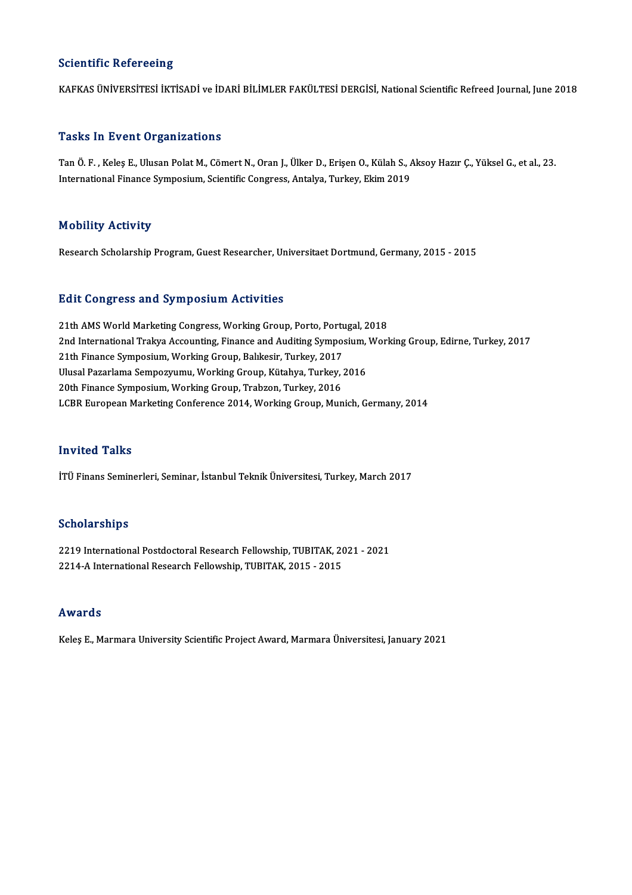## Scientific Refereeing

KAFKAS ÜNİVERSİTESİ İKTİSADİ ve İDARİ BİLİMLER FAKÜLTESİ DERGİSİ, National Scientific Refreed Journal, June 2018

## Tasks In Event Organizations

Tan Ö. F. , Keleş E., Ulusan Polat M., Cömert N., Oran J., Ülker D., Erişen O., Külah S., Aksoy Hazır Ç., Yüksel G., et al., 23. International Finance Symposium, Scientific Congress, Antalya, Turkey, Ekim 2019

## Mobility Activity

Research Scholarship Program, Guest Researcher, Universitaet Dortmund, Germany, 2015 - 2015

## Edit Congress and Symposium Activities

21th AMS World Marketing Congress, Working Group, Porto, Portugal, 2018
2nd International Trakya Accounting, Finance and Auditing Symposium, Working Group, Edirne, Turkey, 2017
21th Finance Symposium, Working Group, Balıkesir, Turkey, 2017
Ulusal Pazarlama Sempozyumu, Working Group, Kütahya, Turkey, 2016
20th Finance Symposium, Working Group, Trabzon, Turkey, 2016
LCBR European Marketing Conference 2014, Working Group, Munich, Germany, 2014

## Invited Talks

İTÜ Finans Seminerleri, Seminar, İstanbul Teknik Üniversitesi, Turkey, March 2017

## Scholarships

2219 International Postdoctoral Research Fellowship, TUBITAK, 2021 - 2021
2214-A International Research Fellowship, TUBITAK, 2015 - 2015

## Awards

Keleş E., Marmara University Scientific Project Award, Marmara Üniversitesi, January 2021